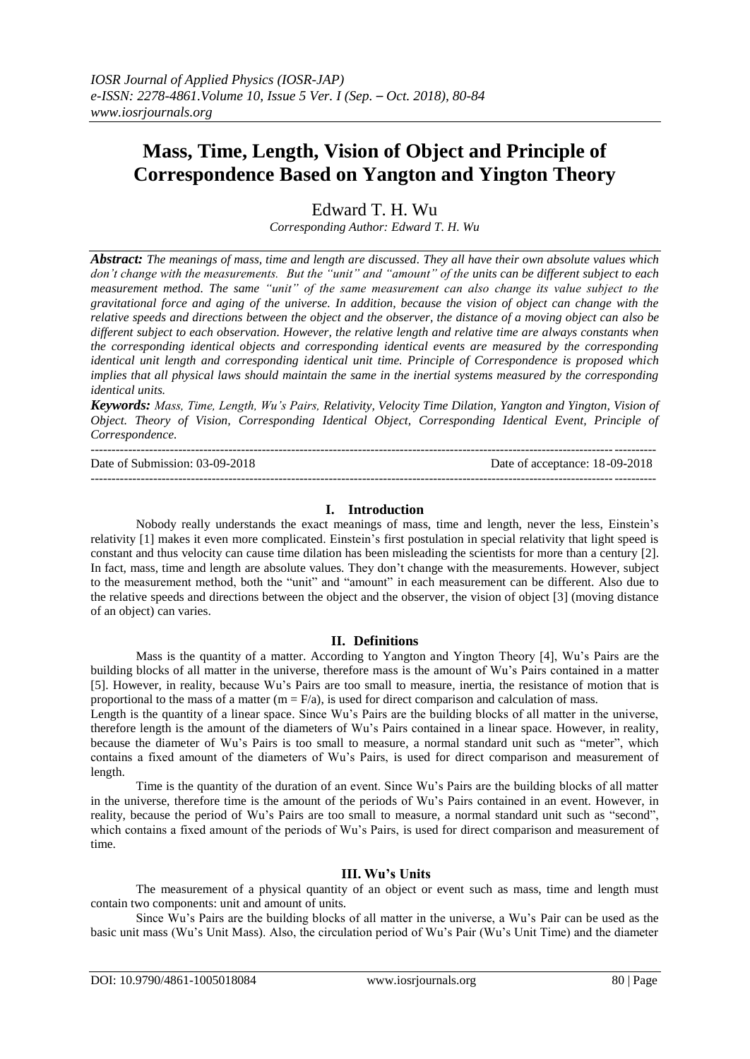# Mass, Time, Length, Vision of Object and Principle of Correspondence Based on Yangton and Yington Theory

Edward T. H. Wu

*Corresponding Author: Edward T. H. Wu*

***Abstract:*** *The meanings of mass, time and length are discussed. They all have their own absolute values which don't change with the measurements. But the "unit" and "amount" of the units can be different subject to each measurement method. The same "unit" of the same measurement can also change its value subject to the gravitational force and aging of the universe. In addition, because the vision of object can change with the relative speeds and directions between the object and the observer, the distance of a moving object can also be different subject to each observation. However, the relative length and relative time are always constants when the corresponding identical objects and corresponding identical events are measured by the corresponding identical unit length and corresponding identical unit time. Principle of Correspondence is proposed which implies that all physical laws should maintain the same in the inertial systems measured by the corresponding identical units.*

***Keywords:*** *Mass, Time, Length, Wu's Pairs, Relativity, Velocity Time Dilation, Yangton and Yington, Vision of Object. Theory of Vision, Corresponding Identical Object, Corresponding Identical Event, Principle of Correspondence.*

---

Date of Submission: 03-09-2018 Date of acceptance: 18-09-2018

---

## I. Introduction

Nobody really understands the exact meanings of mass, time and length, never the less, Einstein's relativity [1] makes it even more complicated. Einstein's first postulation in special relativity that light speed is constant and thus velocity can cause time dilation has been misleading the scientists for more than a century [2]. In fact, mass, time and length are absolute values. They don't change with the measurements. However, subject to the measurement method, both the "unit" and "amount" in each measurement can be different. Also due to the relative speeds and directions between the object and the observer, the vision of object [3] (moving distance of an object) can varies.

## II. Definitions

Mass is the quantity of a matter. According to Yangton and Yington Theory [4], Wu's Pairs are the building blocks of all matter in the universe, therefore mass is the amount of Wu's Pairs contained in a matter [5]. However, in reality, because Wu's Pairs are too small to measure, inertia, the resistance of motion that is proportional to the mass of a matter ($m = F/a$), is used for direct comparison and calculation of mass.

Length is the quantity of a linear space. Since Wu's Pairs are the building blocks of all matter in the universe, therefore length is the amount of the diameters of Wu's Pairs contained in a linear space. However, in reality, because the diameter of Wu's Pairs is too small to measure, a normal standard unit such as "meter", which contains a fixed amount of the diameters of Wu's Pairs, is used for direct comparison and measurement of length.

Time is the quantity of the duration of an event. Since Wu's Pairs are the building blocks of all matter in the universe, therefore time is the amount of the periods of Wu's Pairs contained in an event. However, in reality, because the period of Wu's Pairs are too small to measure, a normal standard unit such as "second", which contains a fixed amount of the periods of Wu's Pairs, is used for direct comparison and measurement of time.

## III. Wu's Units

The measurement of a physical quantity of an object or event such as mass, time and length must contain two components: unit and amount of units.

Since Wu's Pairs are the building blocks of all matter in the universe, a Wu's Pair can be used as the basic unit mass (Wu's Unit Mass). Also, the circulation period of Wu's Pair (Wu's Unit Time) and the diameter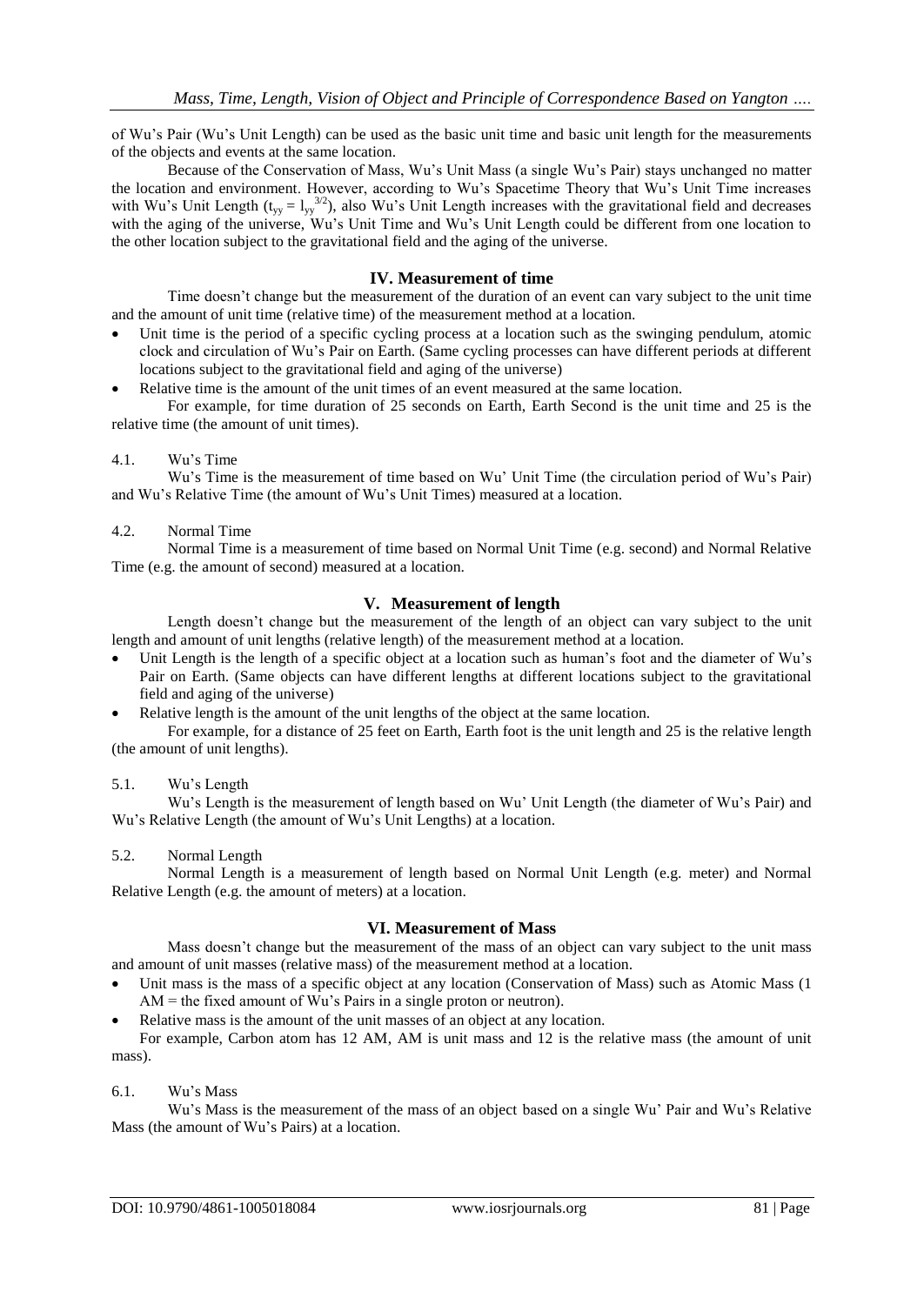of Wu's Pair (Wu's Unit Length) can be used as the basic unit time and basic unit length for the measurements of the objects and events at the same location.

Because of the Conservation of Mass, Wu's Unit Mass (a single Wu's Pair) stays unchanged no matter the location and environment. However, according to Wu's Spacetime Theory that Wu's Unit Time increases with Wu's Unit Length ($t_{yy} = l_{yy}^{3/2}$), also Wu's Unit Length increases with the gravitational field and decreases with the aging of the universe, Wu's Unit Time and Wu's Unit Length could be different from one location to the other location subject to the gravitational field and the aging of the universe.

## IV. Measurement of time

Time doesn't change but the measurement of the duration of an event can vary subject to the unit time and the amount of unit time (relative time) of the measurement method at a location.

- Unit time is the period of a specific cycling process at a location such as the swinging pendulum, atomic clock and circulation of Wu's Pair on Earth. (Same cycling processes can have different periods at different locations subject to the gravitational field and aging of the universe)
- Relative time is the amount of the unit times of an event measured at the same location.

For example, for time duration of 25 seconds on Earth, Earth Second is the unit time and 25 is the relative time (the amount of unit times).

### 4.1. Wu's Time

Wu's Time is the measurement of time based on Wu' Unit Time (the circulation period of Wu's Pair) and Wu's Relative Time (the amount of Wu's Unit Times) measured at a location.

### 4.2. Normal Time

Normal Time is a measurement of time based on Normal Unit Time (e.g. second) and Normal Relative Time (e.g. the amount of second) measured at a location.

## V. Measurement of length

Length doesn't change but the measurement of the length of an object can vary subject to the unit length and amount of unit lengths (relative length) of the measurement method at a location.

- Unit Length is the length of a specific object at a location such as human's foot and the diameter of Wu's Pair on Earth. (Same objects can have different lengths at different locations subject to the gravitational field and aging of the universe)
- Relative length is the amount of the unit lengths of the object at the same location.

For example, for a distance of 25 feet on Earth, Earth foot is the unit length and 25 is the relative length (the amount of unit lengths).

### 5.1. Wu's Length

Wu's Length is the measurement of length based on Wu' Unit Length (the diameter of Wu's Pair) and Wu's Relative Length (the amount of Wu's Unit Lengths) at a location.

### 5.2. Normal Length

Normal Length is a measurement of length based on Normal Unit Length (e.g. meter) and Normal Relative Length (e.g. the amount of meters) at a location.

## VI. Measurement of Mass

Mass doesn't change but the measurement of the mass of an object can vary subject to the unit mass and amount of unit masses (relative mass) of the measurement method at a location.

- Unit mass is the mass of a specific object at any location (Conservation of Mass) such as Atomic Mass (1 AM = the fixed amount of Wu's Pairs in a single proton or neutron).
- Relative mass is the amount of the unit masses of an object at any location.

For example, Carbon atom has 12 AM, AM is unit mass and 12 is the relative mass (the amount of unit mass).

### 6.1. Wu's Mass

Wu's Mass is the measurement of the mass of an object based on a single Wu' Pair and Wu's Relative Mass (the amount of Wu's Pairs) at a location.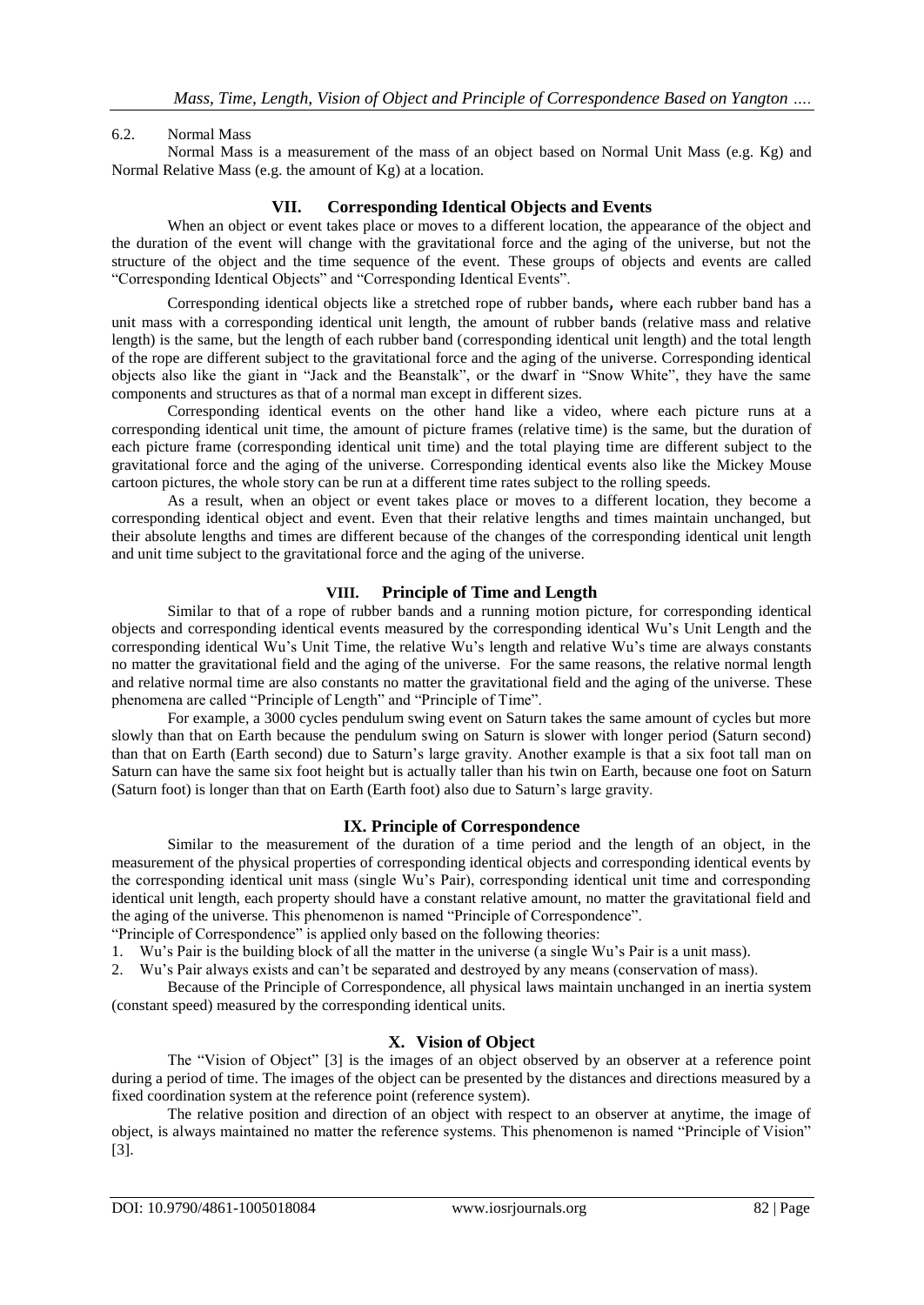### 6.2. Normal Mass

Normal Mass is a measurement of the mass of an object based on Normal Unit Mass (e.g. Kg) and Normal Relative Mass (e.g. the amount of Kg) at a location.

## VII. Corresponding Identical Objects and Events

When an object or event takes place or moves to a different location, the appearance of the object and the duration of the event will change with the gravitational force and the aging of the universe, but not the structure of the object and the time sequence of the event. These groups of objects and events are called "Corresponding Identical Objects" and "Corresponding Identical Events".

Corresponding identical objects like a stretched rope of rubber bands, where each rubber band has a unit mass with a corresponding identical unit length, the amount of rubber bands (relative mass and relative length) is the same, but the length of each rubber band (corresponding identical unit length) and the total length of the rope are different subject to the gravitational force and the aging of the universe. Corresponding identical objects also like the giant in "Jack and the Beanstalk", or the dwarf in "Snow White", they have the same components and structures as that of a normal man except in different sizes.

Corresponding identical events on the other hand like a video, where each picture runs at a corresponding identical unit time, the amount of picture frames (relative time) is the same, but the duration of each picture frame (corresponding identical unit time) and the total playing time are different subject to the gravitational force and the aging of the universe. Corresponding identical events also like the Mickey Mouse cartoon pictures, the whole story can be run at a different time rates subject to the rolling speeds.

As a result, when an object or event takes place or moves to a different location, they become a corresponding identical object and event. Even that their relative lengths and times maintain unchanged, but their absolute lengths and times are different because of the changes of the corresponding identical unit length and unit time subject to the gravitational force and the aging of the universe.

## VIII. Principle of Time and Length

Similar to that of a rope of rubber bands and a running motion picture, for corresponding identical objects and corresponding identical events measured by the corresponding identical Wu's Unit Length and the corresponding identical Wu's Unit Time, the relative Wu's length and relative Wu's time are always constants no matter the gravitational field and the aging of the universe. For the same reasons, the relative normal length and relative normal time are also constants no matter the gravitational field and the aging of the universe. These phenomena are called "Principle of Length" and "Principle of Time".

For example, a 3000 cycles pendulum swing event on Saturn takes the same amount of cycles but more slowly than that on Earth because the pendulum swing on Saturn is slower with longer period (Saturn second) than that on Earth (Earth second) due to Saturn's large gravity. Another example is that a six foot tall man on Saturn can have the same six foot height but is actually taller than his twin on Earth, because one foot on Saturn (Saturn foot) is longer than that on Earth (Earth foot) also due to Saturn's large gravity.

## IX. Principle of Correspondence

Similar to the measurement of the duration of a time period and the length of an object, in the measurement of the physical properties of corresponding identical objects and corresponding identical events by the corresponding identical unit mass (single Wu's Pair), corresponding identical unit time and corresponding identical unit length, each property should have a constant relative amount, no matter the gravitational field and the aging of the universe. This phenomenon is named "Principle of Correspondence".

"Principle of Correspondence" is applied only based on the following theories:

1. Wu's Pair is the building block of all the matter in the universe (a single Wu's Pair is a unit mass).
2. Wu's Pair always exists and can't be separated and destroyed by any means (conservation of mass).

Because of the Principle of Correspondence, all physical laws maintain unchanged in an inertia system (constant speed) measured by the corresponding identical units.

## X. Vision of Object

The "Vision of Object" [3] is the images of an object observed by an observer at a reference point during a period of time. The images of the object can be presented by the distances and directions measured by a fixed coordination system at the reference point (reference system).

The relative position and direction of an object with respect to an observer at anytime, the image of object, is always maintained no matter the reference systems. This phenomenon is named "Principle of Vision" [3].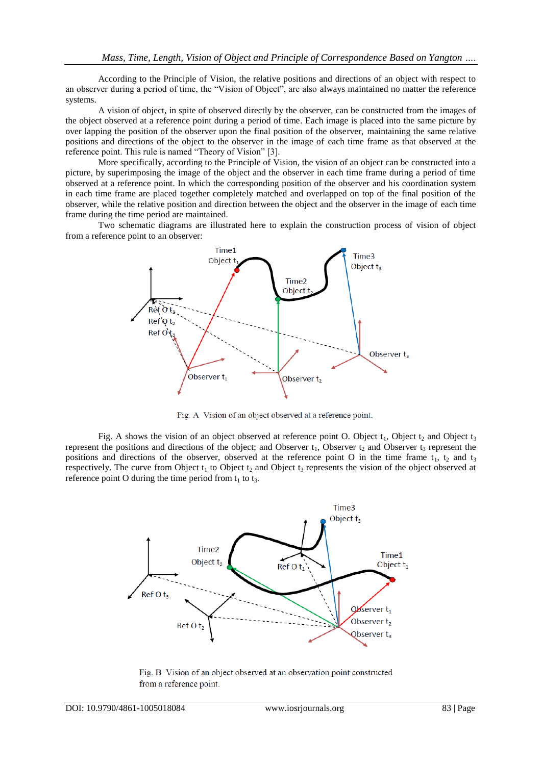According to the Principle of Vision, the relative positions and directions of an object with respect to an observer during a period of time, the "Vision of Object", are also always maintained no matter the reference systems.

A vision of object, in spite of observed directly by the observer, can be constructed from the images of the object observed at a reference point during a period of time. Each image is placed into the same picture by over lapping the position of the observer upon the final position of the observer, maintaining the same relative positions and directions of the object to the observer in the image of each time frame as that observed at the reference point. This rule is named "Theory of Vision" [3].

More specifically, according to the Principle of Vision, the vision of an object can be constructed into a picture, by superimposing the image of the object and the observer in each time frame during a period of time observed at a reference point. In which the corresponding position of the observer and his coordination system in each time frame are placed together completely matched and overlapped on top of the final position of the observer, while the relative position and direction between the object and the observer in the image of each time frame during the time period are maintained.

Two schematic diagrams are illustrated here to explain the construction process of vision of object from a reference point to an observer:

Fig. A Vision of an object observed at a reference point.

Fig. A shows the vision of an object observed at reference point O. Object $t_1$, Object $t_2$ and Object $t_3$ represent the positions and directions of the object; and Observer $t_1$, Observer $t_2$ and Observer $t_3$ represent the positions and directions of the observer, observed at the reference point O in the time frame $t_1$, $t_2$ and $t_3$ respectively. The curve from Object $t_1$ to Object $t_2$ and Object $t_3$ represents the vision of the object observed at reference point O during the time period from $t_1$ to $t_3$.

Fig. B Vision of an object observed at an observation point constructed from a reference point.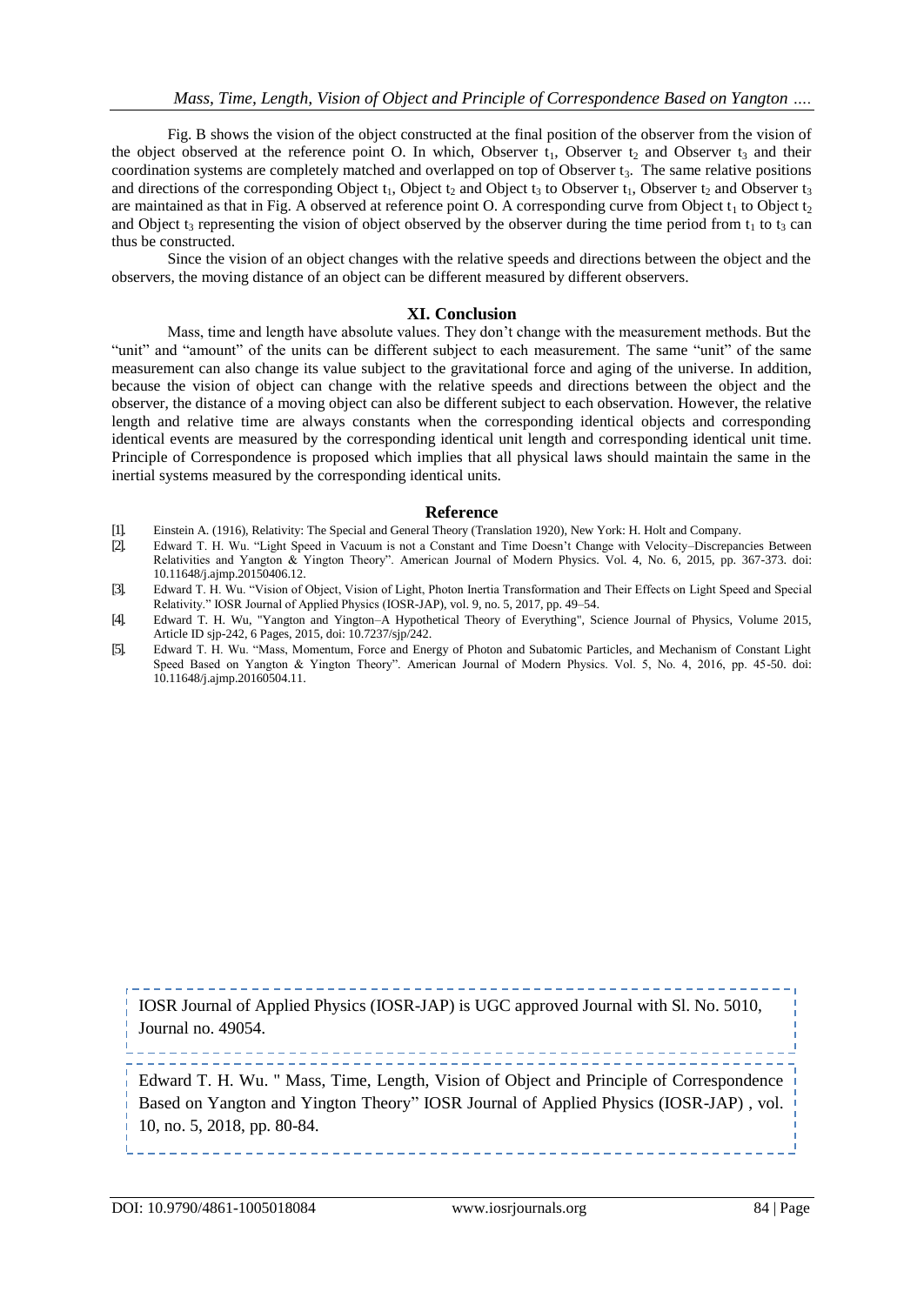Fig. B shows the vision of the object constructed at the final position of the observer from the vision of the object observed at the reference point O. In which, Observer $t_1$, Observer $t_2$ and Observer $t_3$ and their coordination systems are completely matched and overlapped on top of Observer $t_3$. The same relative positions and directions of the corresponding Object $t_1$, Object $t_2$ and Object $t_3$ to Observer $t_1$, Observer $t_2$ and Observer $t_3$ are maintained as that in Fig. A observed at reference point O. A corresponding curve from Object $t_1$ to Object $t_2$ and Object $t_3$ representing the vision of object observed by the observer during the time period from $t_1$ to $t_3$ can thus be constructed.

Since the vision of an object changes with the relative speeds and directions between the object and the observers, the moving distance of an object can be different measured by different observers.

## XI. Conclusion

Mass, time and length have absolute values. They don't change with the measurement methods. But the "unit" and "amount" of the units can be different subject to each measurement. The same "unit" of the same measurement can also change its value subject to the gravitational force and aging of the universe. In addition, because the vision of object can change with the relative speeds and directions between the object and the observer, the distance of a moving object can also be different subject to each observation. However, the relative length and relative time are always constants when the corresponding identical objects and corresponding identical events are measured by the corresponding identical unit length and corresponding identical unit time. Principle of Correspondence is proposed which implies that all physical laws should maintain the same in the inertial systems measured by the corresponding identical units.

## Reference

[1]. Einstein A. (1916), Relativity: The Special and General Theory (Translation 1920), New York: H. Holt and Company.

[2]. Edward T. H. Wu. "Light Speed in Vacuum is not a Constant and Time Doesn't Change with Velocity–Discrepancies Between Relativities and Yangton & Yington Theory". American Journal of Modern Physics. Vol. 4, No. 6, 2015, pp. 367-373. doi: 10.11648/j.ajmp.20150406.12.

[3]. Edward T. H. Wu. "Vision of Object, Vision of Light, Photon Inertia Transformation and Their Effects on Light Speed and Special Relativity." IOSR Journal of Applied Physics (IOSR-JAP), vol. 9, no. 5, 2017, pp. 49–54.

[4]. Edward T. H. Wu, "Yangton and Yington–A Hypothetical Theory of Everything", Science Journal of Physics, Volume 2015, Article ID sjp-242, 6 Pages, 2015, doi: 10.7237/sjp/242.

[5]. Edward T. H. Wu. "Mass, Momentum, Force and Energy of Photon and Subatomic Particles, and Mechanism of Constant Light Speed Based on Yangton & Yington Theory". American Journal of Modern Physics. Vol. 5, No. 4, 2016, pp. 45-50. doi: 10.11648/j.ajmp.20160504.11.

IOSR Journal of Applied Physics (IOSR-JAP) is UGC approved Journal with Sl. No. 5010, Journal no. 49054.

Edward T. H. Wu. " Mass, Time, Length, Vision of Object and Principle of Correspondence Based on Yangton and Yington Theory" IOSR Journal of Applied Physics (IOSR-JAP) , vol. 10, no. 5, 2018, pp. 80-84.